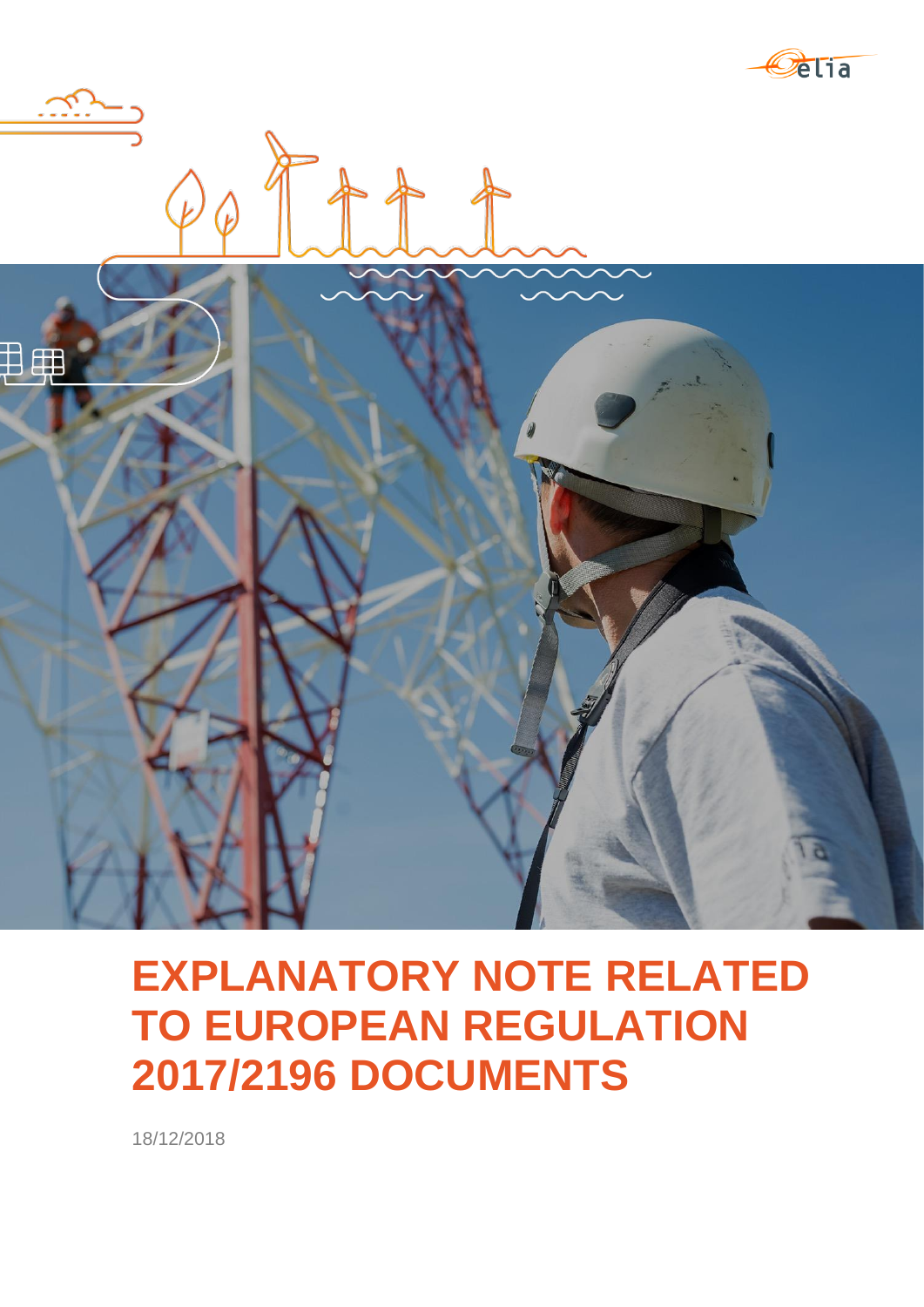# EXPLANATORY NOTE RELATED TO EUROPEAN REGULATION 2017/2196 DOCUMENTS

18/12/2018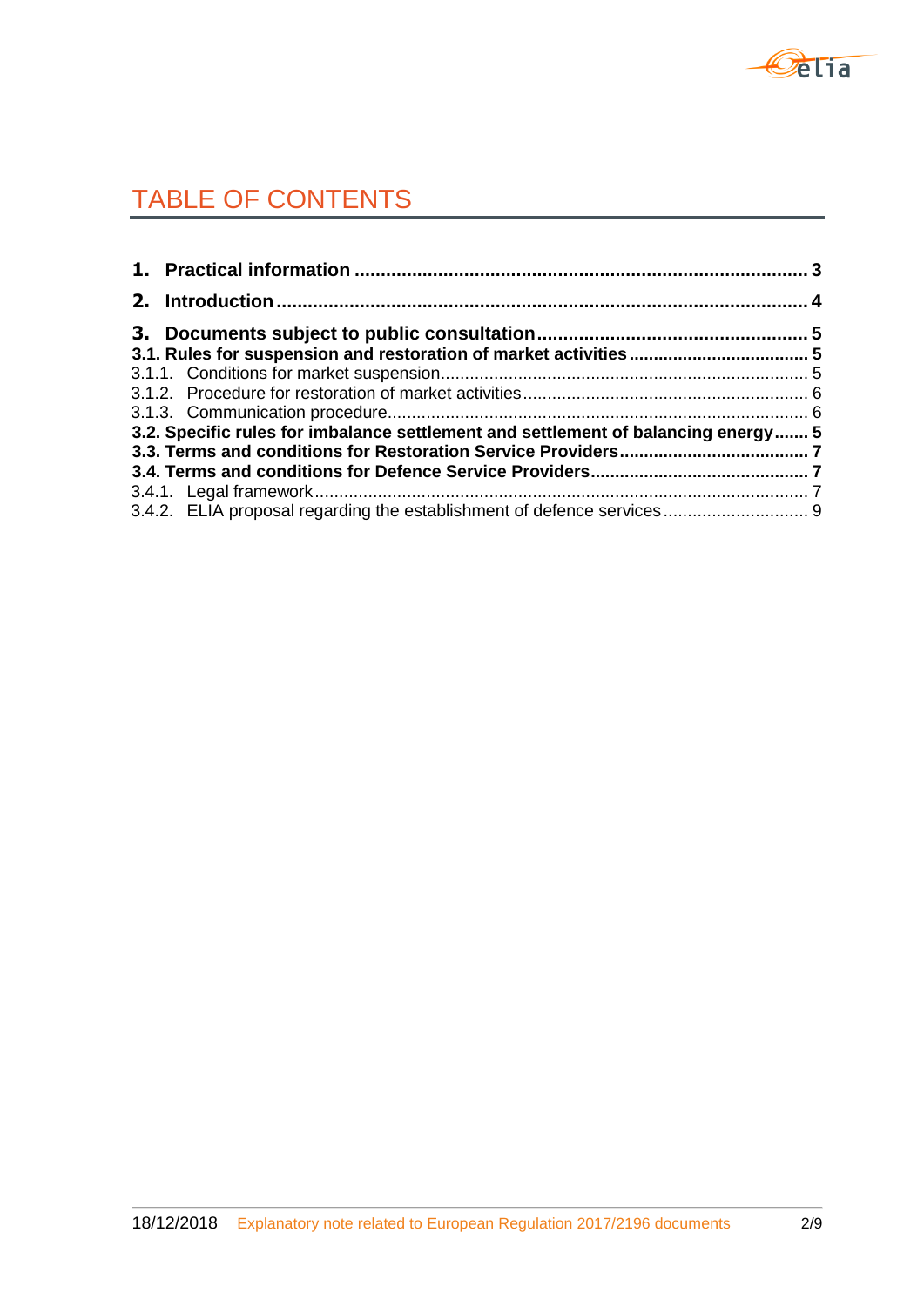# TABLE OF CONTENTS

**1. Practical information** .......... 3

**2. Introduction** .......... 4

**3. Documents subject to public consultation** .......... 5

**3.1. Rules for suspension and restoration of market activities** .......... 5

3.1.1. Conditions for market suspension .......... 5

3.1.2. Procedure for restoration of market activities .......... 6

3.1.3. Communication procedure .......... 6

**3.2. Specific rules for imbalance settlement and settlement of balancing energy** .......... 5

**3.3. Terms and conditions for Restoration Service Providers** .......... 7

**3.4. Terms and conditions for Defence Service Providers** .......... 7

3.4.1. Legal framework .......... 7

3.4.2. ELIA proposal regarding the establishment of defence services .......... 9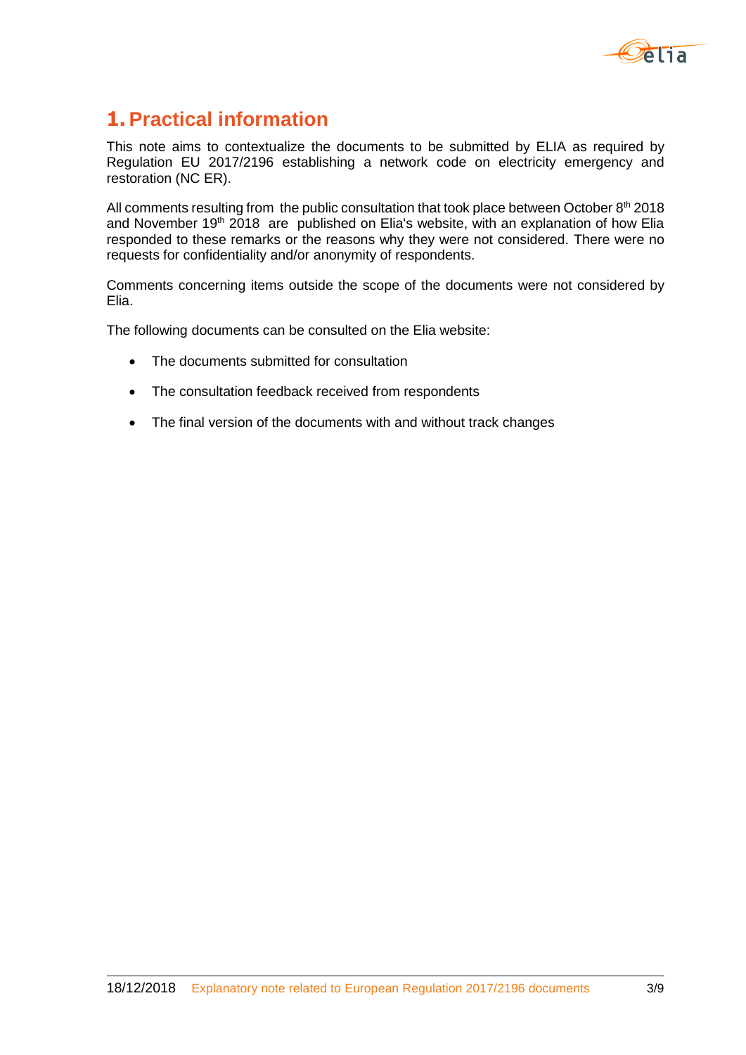# 1. Practical information

This note aims to contextualize the documents to be submitted by ELIA as required by Regulation EU 2017/2196 establishing a network code on electricity emergency and restoration (NC ER).

All comments resulting from the public consultation that took place between October 8th 2018 and November 19th 2018 are published on Elia's website, with an explanation of how Elia responded to these remarks or the reasons why they were not considered. There were no requests for confidentiality and/or anonymity of respondents.

Comments concerning items outside the scope of the documents were not considered by Elia.

The following documents can be consulted on the Elia website:

- The documents submitted for consultation
- The consultation feedback received from respondents
- The final version of the documents with and without track changes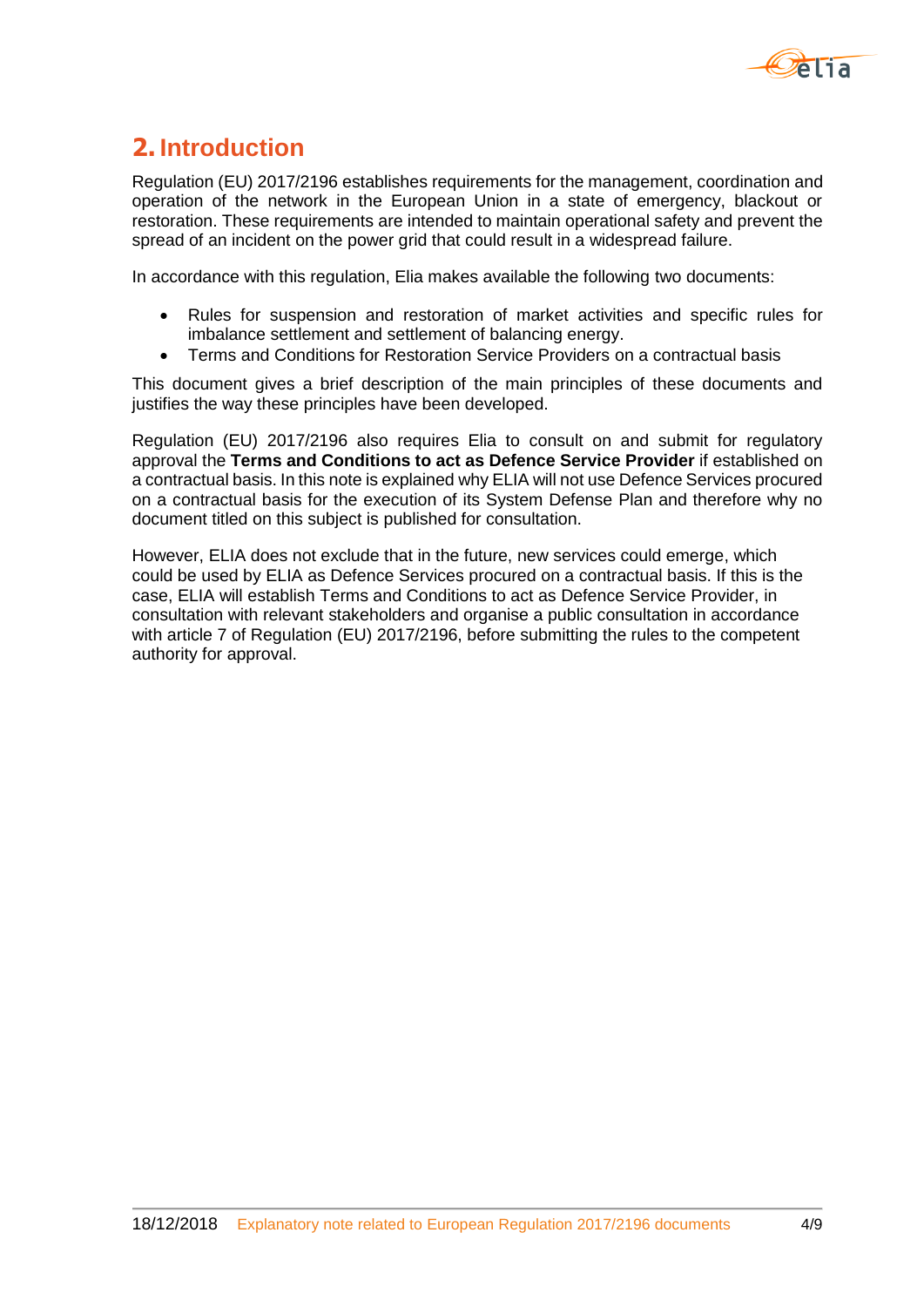# 2. Introduction

Regulation (EU) 2017/2196 establishes requirements for the management, coordination and operation of the network in the European Union in a state of emergency, blackout or restoration. These requirements are intended to maintain operational safety and prevent the spread of an incident on the power grid that could result in a widespread failure.

In accordance with this regulation, Elia makes available the following two documents:

- Rules for suspension and restoration of market activities and specific rules for imbalance settlement and settlement of balancing energy.
- Terms and Conditions for Restoration Service Providers on a contractual basis

This document gives a brief description of the main principles of these documents and justifies the way these principles have been developed.

Regulation (EU) 2017/2196 also requires Elia to consult on and submit for regulatory approval the **Terms and Conditions to act as Defence Service Provider** if established on a contractual basis. In this note is explained why ELIA will not use Defence Services procured on a contractual basis for the execution of its System Defense Plan and therefore why no document titled on this subject is published for consultation.

However, ELIA does not exclude that in the future, new services could emerge, which could be used by ELIA as Defence Services procured on a contractual basis. If this is the case, ELIA will establish Terms and Conditions to act as Defence Service Provider, in consultation with relevant stakeholders and organise a public consultation in accordance with article 7 of Regulation (EU) 2017/2196, before submitting the rules to the competent authority for approval.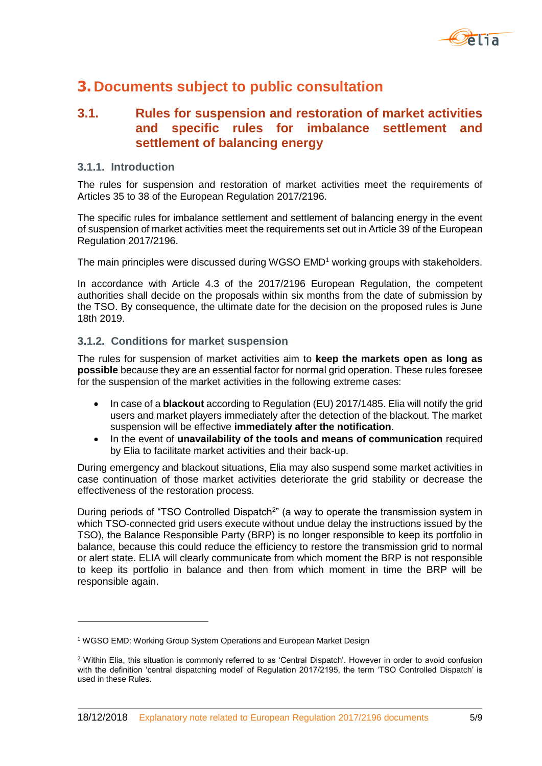# 3. Documents subject to public consultation

## 3.1. Rules for suspension and restoration of market activities and specific rules for imbalance settlement and settlement of balancing energy

### 3.1.1. Introduction

The rules for suspension and restoration of market activities meet the requirements of Articles 35 to 38 of the European Regulation 2017/2196.

The specific rules for imbalance settlement and settlement of balancing energy in the event of suspension of market activities meet the requirements set out in Article 39 of the European Regulation 2017/2196.

The main principles were discussed during WGSO EMD[1] working groups with stakeholders.

In accordance with Article 4.3 of the 2017/2196 European Regulation, the competent authorities shall decide on the proposals within six months from the date of submission by the TSO. By consequence, the ultimate date for the decision on the proposed rules is June 18th 2019.

### 3.1.2. Conditions for market suspension

The rules for suspension of market activities aim to **keep the markets open as long as possible** because they are an essential factor for normal grid operation. These rules foresee for the suspension of the market activities in the following extreme cases:

- In case of a **blackout** according to Regulation (EU) 2017/1485. Elia will notify the grid users and market players immediately after the detection of the blackout. The market suspension will be effective **immediately after the notification**.
- In the event of **unavailability of the tools and means of communication** required by Elia to facilitate market activities and their back-up.

During emergency and blackout situations, Elia may also suspend some market activities in case continuation of those market activities deteriorate the grid stability or decrease the effectiveness of the restoration process.

During periods of "TSO Controlled Dispatch[2]" (a way to operate the transmission system in which TSO-connected grid users execute without undue delay the instructions issued by the TSO), the Balance Responsible Party (BRP) is no longer responsible to keep its portfolio in balance, because this could reduce the efficiency to restore the transmission grid to normal or alert state. ELIA will clearly communicate from which moment the BRP is not responsible to keep its portfolio in balance and then from which moment in time the BRP will be responsible again.

---

[1] WGSO EMD: Working Group System Operations and European Market Design

[2] Within Elia, this situation is commonly referred to as 'Central Dispatch'. However in order to avoid confusion with the definition 'central dispatching model' of Regulation 2017/2195, the term 'TSO Controlled Dispatch' is used in these Rules.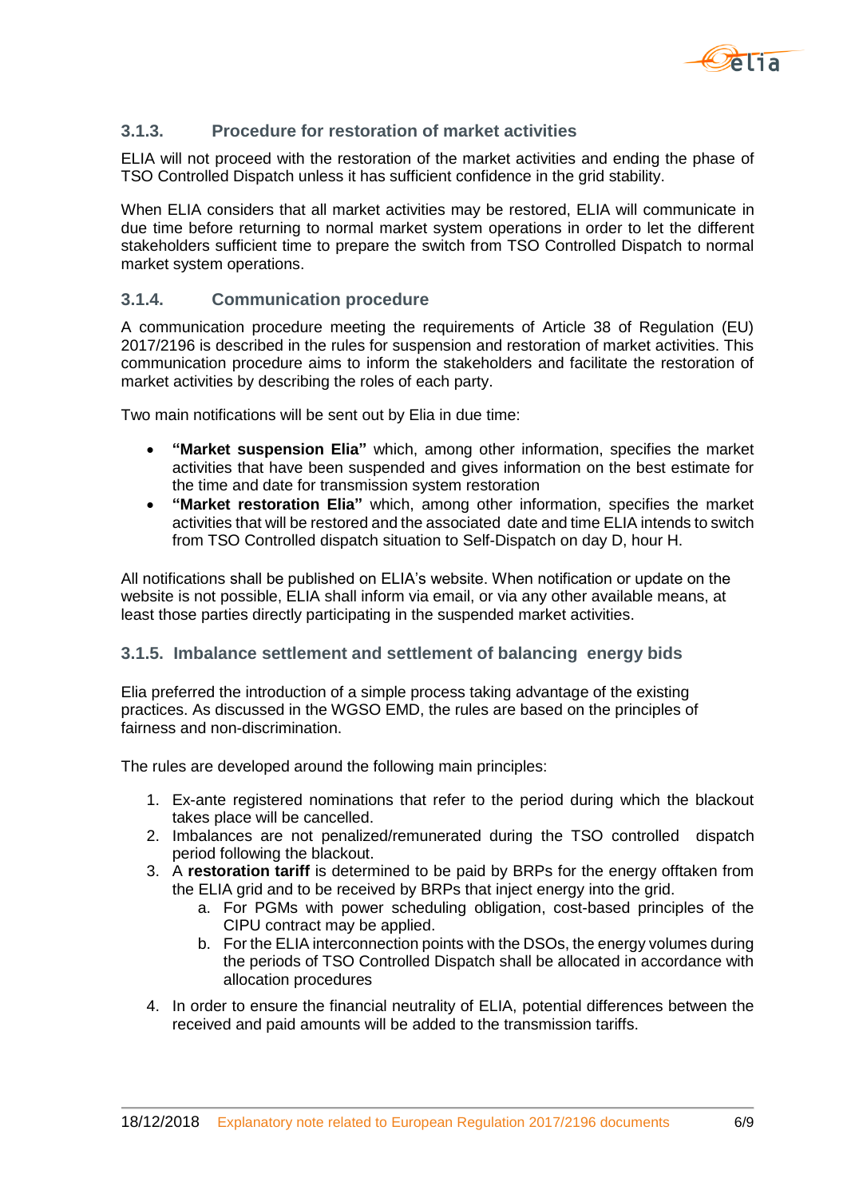### 3.1.3. Procedure for restoration of market activities

ELIA will not proceed with the restoration of the market activities and ending the phase of TSO Controlled Dispatch unless it has sufficient confidence in the grid stability.

When ELIA considers that all market activities may be restored, ELIA will communicate in due time before returning to normal market system operations in order to let the different stakeholders sufficient time to prepare the switch from TSO Controlled Dispatch to normal market system operations.

### 3.1.4. Communication procedure

A communication procedure meeting the requirements of Article 38 of Regulation (EU) 2017/2196 is described in the rules for suspension and restoration of market activities. This communication procedure aims to inform the stakeholders and facilitate the restoration of market activities by describing the roles of each party.

Two main notifications will be sent out by Elia in due time:

- **"Market suspension Elia"** which, among other information, specifies the market activities that have been suspended and gives information on the best estimate for the time and date for transmission system restoration
- **"Market restoration Elia"** which, among other information, specifies the market activities that will be restored and the associated date and time ELIA intends to switch from TSO Controlled dispatch situation to Self-Dispatch on day D, hour H.

All notifications shall be published on ELIA's website. When notification or update on the website is not possible, ELIA shall inform via email, or via any other available means, at least those parties directly participating in the suspended market activities.

### 3.1.5. Imbalance settlement and settlement of balancing energy bids

Elia preferred the introduction of a simple process taking advantage of the existing practices. As discussed in the WGSO EMD, the rules are based on the principles of fairness and non-discrimination.

The rules are developed around the following main principles:

1. Ex-ante registered nominations that refer to the period during which the blackout takes place will be cancelled.
2. Imbalances are not penalized/remunerated during the TSO controlled dispatch period following the blackout.
3. A **restoration tariff** is determined to be paid by BRPs for the energy offtaken from the ELIA grid and to be received by BRPs that inject energy into the grid.
   a. For PGMs with power scheduling obligation, cost-based principles of the CIPU contract may be applied.
   b. For the ELIA interconnection points with the DSOs, the energy volumes during the periods of TSO Controlled Dispatch shall be allocated in accordance with allocation procedures
4. In order to ensure the financial neutrality of ELIA, potential differences between the received and paid amounts will be added to the transmission tariffs.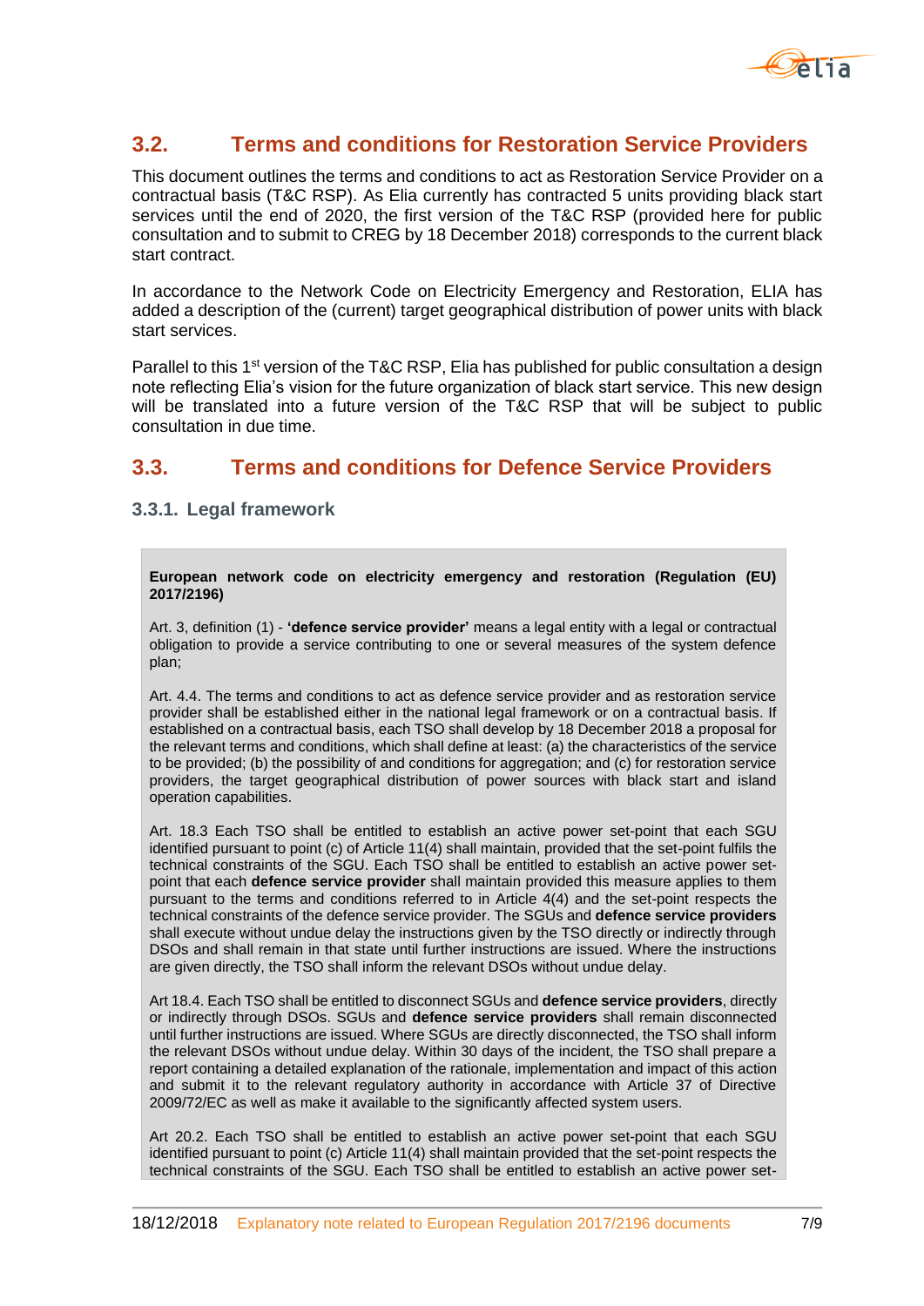## 3.2. Terms and conditions for Restoration Service Providers

This document outlines the terms and conditions to act as Restoration Service Provider on a contractual basis (T&C RSP). As Elia currently has contracted 5 units providing black start services until the end of 2020, the first version of the T&C RSP (provided here for public consultation and to submit to CREG by 18 December 2018) corresponds to the current black start contract.

In accordance to the Network Code on Electricity Emergency and Restoration, ELIA has added a description of the (current) target geographical distribution of power units with black start services.

Parallel to this 1st version of the T&C RSP, Elia has published for public consultation a design note reflecting Elia's vision for the future organization of black start service. This new design will be translated into a future version of the T&C RSP that will be subject to public consultation in due time.

## 3.3. Terms and conditions for Defence Service Providers

### 3.3.1. Legal framework

**European network code on electricity emergency and restoration (Regulation (EU) 2017/2196)**

Art. 3, definition (1) - **'defence service provider'** means a legal entity with a legal or contractual obligation to provide a service contributing to one or several measures of the system defence plan;

Art. 4.4. The terms and conditions to act as defence service provider and as restoration service provider shall be established either in the national legal framework or on a contractual basis. If established on a contractual basis, each TSO shall develop by 18 December 2018 a proposal for the relevant terms and conditions, which shall define at least: (a) the characteristics of the service to be provided; (b) the possibility of and conditions for aggregation; and (c) for restoration service providers, the target geographical distribution of power sources with black start and island operation capabilities.

Art. 18.3 Each TSO shall be entitled to establish an active power set-point that each SGU identified pursuant to point (c) of Article 11(4) shall maintain, provided that the set-point fulfils the technical constraints of the SGU. Each TSO shall be entitled to establish an active power set-point that each **defence service provider** shall maintain provided this measure applies to them pursuant to the terms and conditions referred to in Article 4(4) and the set-point respects the technical constraints of the defence service provider. The SGUs and **defence service providers** shall execute without undue delay the instructions given by the TSO directly or indirectly through DSOs and shall remain in that state until further instructions are issued. Where the instructions are given directly, the TSO shall inform the relevant DSOs without undue delay.

Art 18.4. Each TSO shall be entitled to disconnect SGUs and **defence service providers**, directly or indirectly through DSOs. SGUs and **defence service providers** shall remain disconnected until further instructions are issued. Where SGUs are directly disconnected, the TSO shall inform the relevant DSOs without undue delay. Within 30 days of the incident, the TSO shall prepare a report containing a detailed explanation of the rationale, implementation and impact of this action and submit it to the relevant regulatory authority in accordance with Article 37 of Directive 2009/72/EC as well as make it available to the significantly affected system users.

Art 20.2. Each TSO shall be entitled to establish an active power set-point that each SGU identified pursuant to point (c) Article 11(4) shall maintain provided that the set-point respects the technical constraints of the SGU. Each TSO shall be entitled to establish an active power set-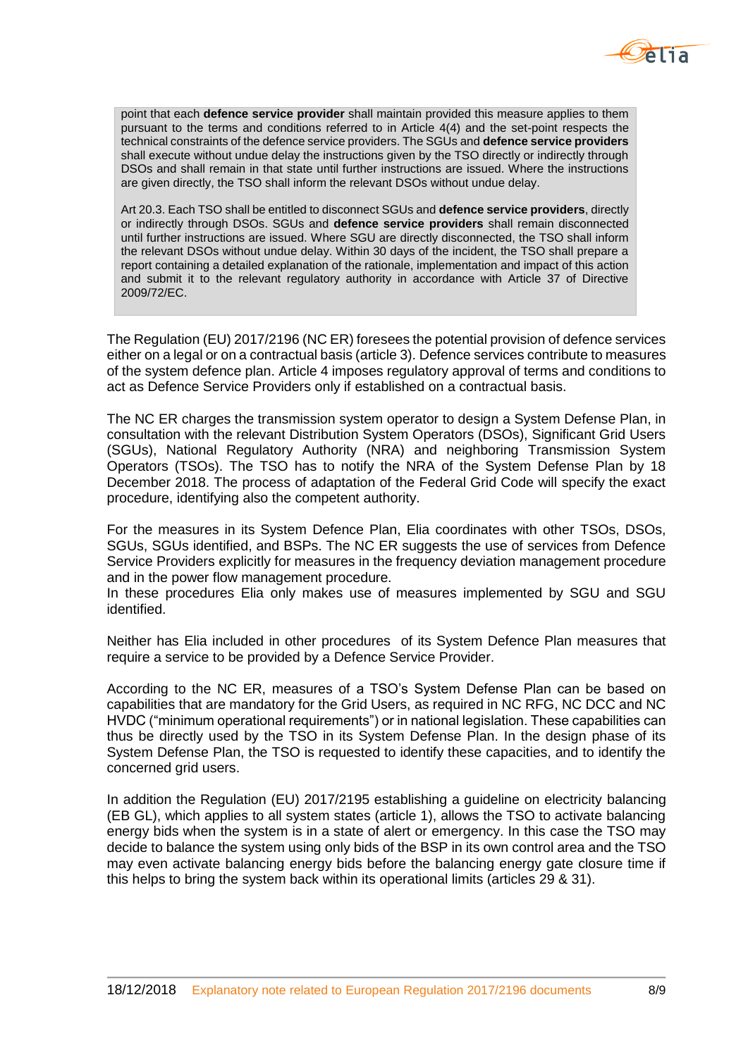> point that each **defence service provider** shall maintain provided this measure applies to them pursuant to the terms and conditions referred to in Article 4(4) and the set-point respects the technical constraints of the defence service providers. The SGUs and **defence service providers** shall execute without undue delay the instructions given by the TSO directly or indirectly through DSOs and shall remain in that state until further instructions are issued. Where the instructions are given directly, the TSO shall inform the relevant DSOs without undue delay.
>
> Art 20.3. Each TSO shall be entitled to disconnect SGUs and **defence service providers**, directly or indirectly through DSOs. SGUs and **defence service providers** shall remain disconnected until further instructions are issued. Where SGU are directly disconnected, the TSO shall inform the relevant DSOs without undue delay. Within 30 days of the incident, the TSO shall prepare a report containing a detailed explanation of the rationale, implementation and impact of this action and submit it to the relevant regulatory authority in accordance with Article 37 of Directive 2009/72/EC.

The Regulation (EU) 2017/2196 (NC ER) foresees the potential provision of defence services either on a legal or on a contractual basis (article 3). Defence services contribute to measures of the system defence plan. Article 4 imposes regulatory approval of terms and conditions to act as Defence Service Providers only if established on a contractual basis.

The NC ER charges the transmission system operator to design a System Defense Plan, in consultation with the relevant Distribution System Operators (DSOs), Significant Grid Users (SGUs), National Regulatory Authority (NRA) and neighboring Transmission System Operators (TSOs). The TSO has to notify the NRA of the System Defense Plan by 18 December 2018. The process of adaptation of the Federal Grid Code will specify the exact procedure, identifying also the competent authority.

For the measures in its System Defence Plan, Elia coordinates with other TSOs, DSOs, SGUs, SGUs identified, and BSPs. The NC ER suggests the use of services from Defence Service Providers explicitly for measures in the frequency deviation management procedure and in the power flow management procedure.
In these procedures Elia only makes use of measures implemented by SGU and SGU identified.

Neither has Elia included in other procedures of its System Defence Plan measures that require a service to be provided by a Defence Service Provider.

According to the NC ER, measures of a TSO's System Defense Plan can be based on capabilities that are mandatory for the Grid Users, as required in NC RFG, NC DCC and NC HVDC ("minimum operational requirements") or in national legislation. These capabilities can thus be directly used by the TSO in its System Defense Plan. In the design phase of its System Defense Plan, the TSO is requested to identify these capacities, and to identify the concerned grid users.

In addition the Regulation (EU) 2017/2195 establishing a guideline on electricity balancing (EB GL), which applies to all system states (article 1), allows the TSO to activate balancing energy bids when the system is in a state of alert or emergency. In this case the TSO may decide to balance the system using only bids of the BSP in its own control area and the TSO may even activate balancing energy bids before the balancing energy gate closure time if this helps to bring the system back within its operational limits (articles 29 & 31).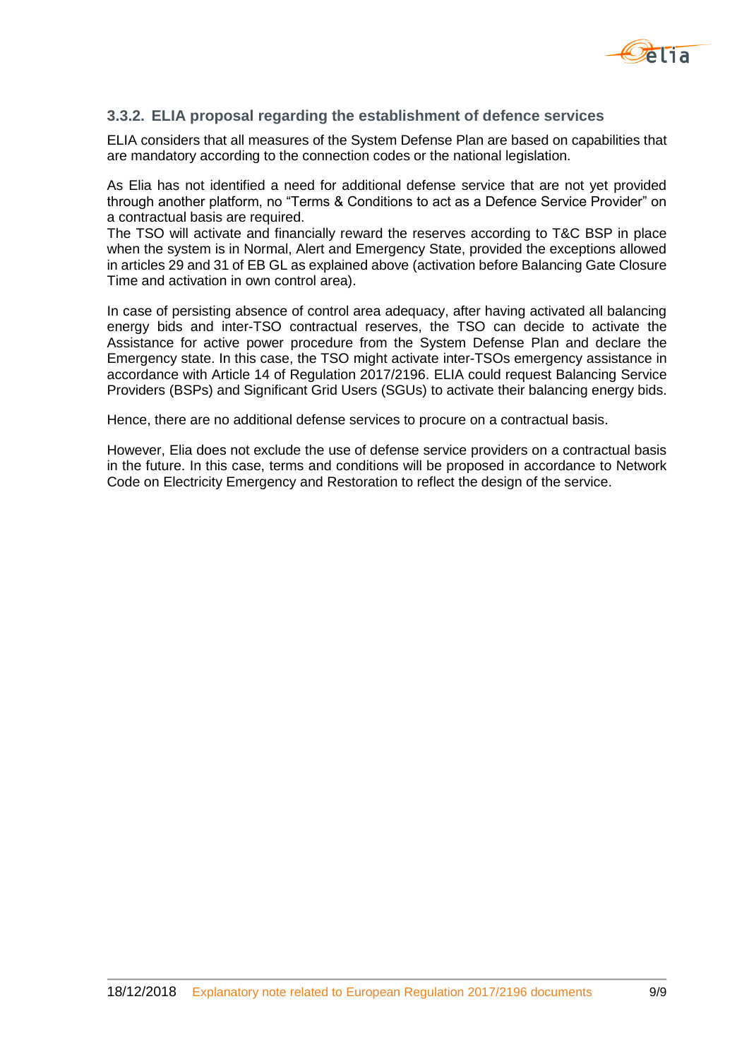### 3.3.2. ELIA proposal regarding the establishment of defence services

ELIA considers that all measures of the System Defense Plan are based on capabilities that are mandatory according to the connection codes or the national legislation.

As Elia has not identified a need for additional defense service that are not yet provided through another platform, no "Terms & Conditions to act as a Defence Service Provider" on a contractual basis are required.
The TSO will activate and financially reward the reserves according to T&C BSP in place when the system is in Normal, Alert and Emergency State, provided the exceptions allowed in articles 29 and 31 of EB GL as explained above (activation before Balancing Gate Closure Time and activation in own control area).

In case of persisting absence of control area adequacy, after having activated all balancing energy bids and inter-TSO contractual reserves, the TSO can decide to activate the Assistance for active power procedure from the System Defense Plan and declare the Emergency state. In this case, the TSO might activate inter-TSOs emergency assistance in accordance with Article 14 of Regulation 2017/2196. ELIA could request Balancing Service Providers (BSPs) and Significant Grid Users (SGUs) to activate their balancing energy bids.

Hence, there are no additional defense services to procure on a contractual basis.

However, Elia does not exclude the use of defense service providers on a contractual basis in the future. In this case, terms and conditions will be proposed in accordance to Network Code on Electricity Emergency and Restoration to reflect the design of the service.